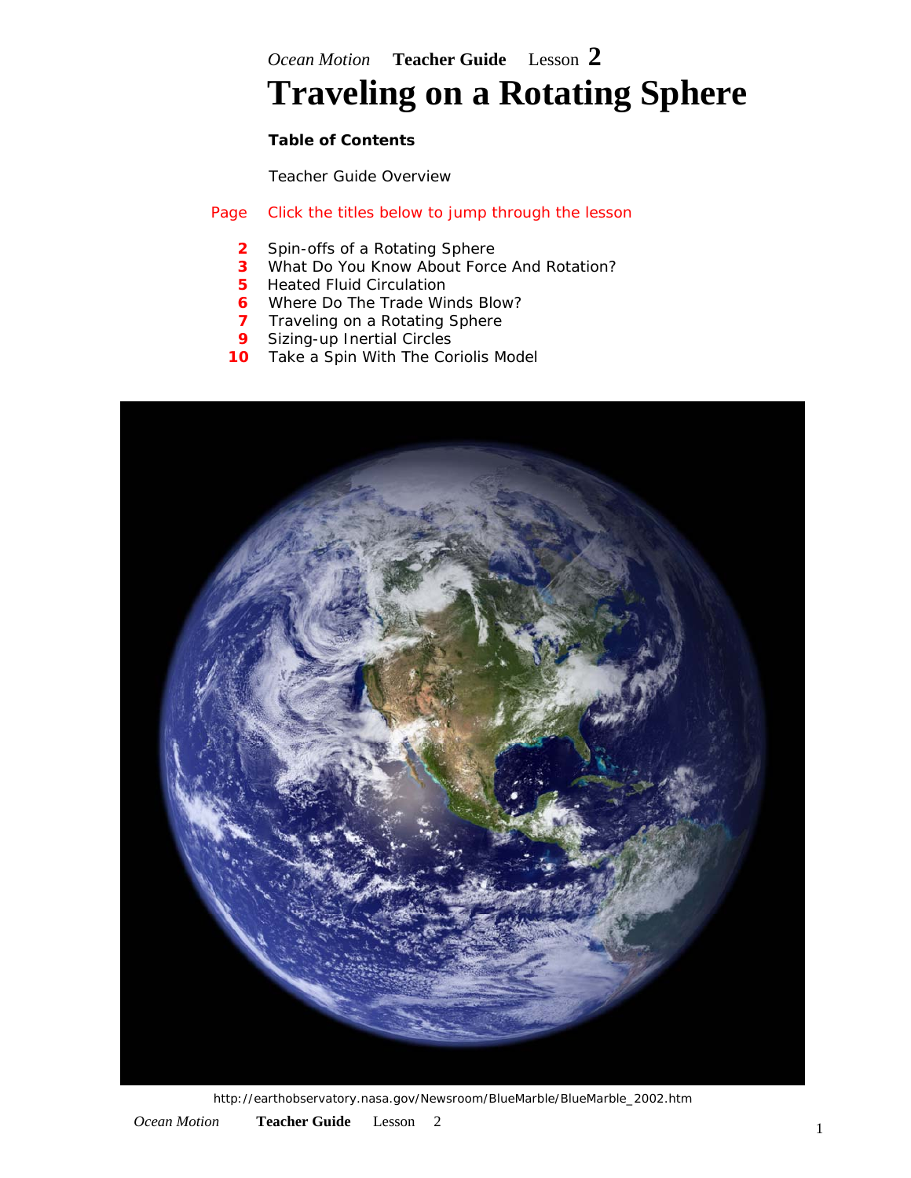*Ocean Motion* **Teacher Guide** Lesson **2**

# Traveling on a Rotating Sphere

**Table of Contents**

Teacher Guide Overview

| Page | Click the titles below to jump through the lesson |
|---|---|
| **2** | Spin-offs of a Rotating Sphere |
| **3** | What Do You Know About Force And Rotation? |
| **5** | Heated Fluid Circulation |
| **6** | Where Do The Trade Winds Blow? |
| **7** | Traveling on a Rotating Sphere |
| **9** | Sizing-up Inertial Circles |
| **10** | Take a Spin With The Coriolis Model |

http://earthobservatory.nasa.gov/Newsroom/BlueMarble/BlueMarble_2002.htm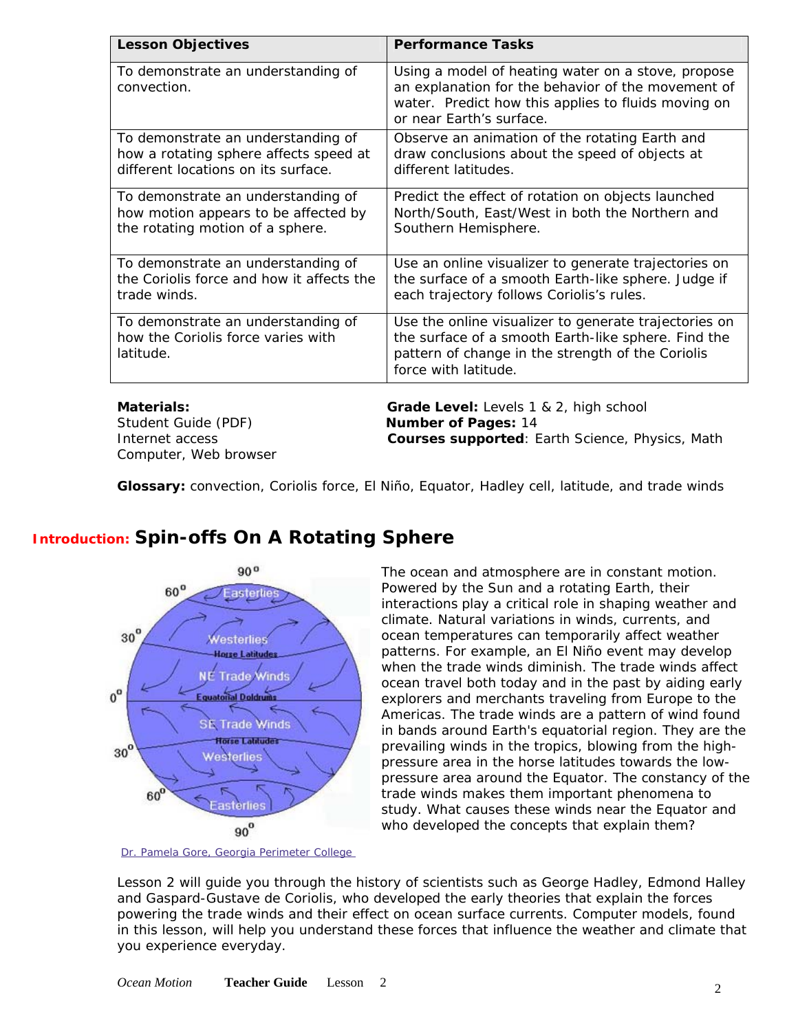| Lesson Objectives | Performance Tasks |
|---|---|
| To demonstrate an understanding of convection. | Using a model of heating water on a stove, propose an explanation for the behavior of the movement of water. Predict how this applies to fluids moving on or near Earth's surface. |
| To demonstrate an understanding of how a rotating sphere affects speed at different locations on its surface. | Observe an animation of the rotating Earth and draw conclusions about the speed of objects at different latitudes. |
| To demonstrate an understanding of how motion appears to be affected by the rotating motion of a sphere. | Predict the effect of rotation on objects launched North/South, East/West in both the Northern and Southern Hemisphere. |
| To demonstrate an understanding of the Coriolis force and how it affects the trade winds. | Use an online visualizer to generate trajectories on the surface of a smooth Earth-like sphere. Judge if each trajectory follows Coriolis's rules. |
| To demonstrate an understanding of how the Coriolis force varies with latitude. | Use the online visualizer to generate trajectories on the surface of a smooth Earth-like sphere. Find the pattern of change in the strength of the Coriolis force with latitude. |

**Materials:**
Student Guide (PDF)
Internet access
Computer, Web browser

**Grade Level:** Levels 1 & 2, high school
**Number of Pages:** 14
**Courses supported**: Earth Science, Physics, Math

**Glossary:** convection, Coriolis force, El Niño, Equator, Hadley cell, latitude, and trade winds

## Introduction: Spin-offs On A Rotating Sphere

Dr. Pamela Gore, Georgia Perimeter College

The ocean and atmosphere are in constant motion. Powered by the Sun and a rotating Earth, their interactions play a critical role in shaping weather and climate. Natural variations in winds, currents, and ocean temperatures can temporarily affect weather patterns. For example, an El Niño event may develop when the trade winds diminish. The trade winds affect ocean travel both today and in the past by aiding early explorers and merchants traveling from Europe to the Americas. The trade winds are a pattern of wind found in bands around Earth's equatorial region. They are the prevailing winds in the tropics, blowing from the high-pressure area in the horse latitudes towards the low-pressure area around the Equator. The constancy of the trade winds makes them important phenomena to study. What causes these winds near the Equator and who developed the concepts that explain them?

Lesson 2 will guide you through the history of scientists such as George Hadley, Edmond Halley and Gaspard-Gustave de Coriolis, who developed the early theories that explain the forces powering the trade winds and their effect on ocean surface currents. Computer models, found in this lesson, will help you understand these forces that influence the weather and climate that you experience everyday.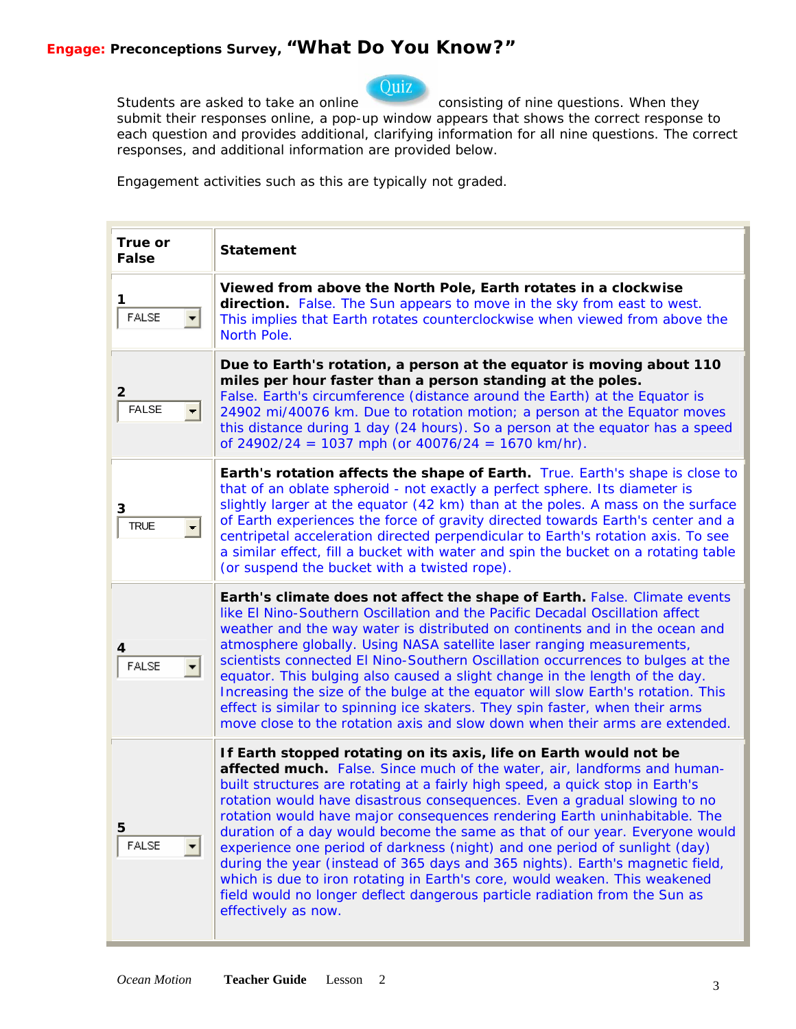## Engage: Preconceptions Survey, "What Do You Know?"

Students are asked to take an online Quiz consisting of nine questions. When they submit their responses online, a pop-up window appears that shows the correct response to each question and provides additional, clarifying information for all nine questions. The correct responses, and additional information are provided below.

Engagement activities such as this are typically not graded.

| True or False | Statement |
|---|---|
| 1 FALSE | **Viewed from above the North Pole, Earth rotates in a clockwise direction.** False. The Sun appears to move in the sky from east to west. This implies that Earth rotates counterclockwise when viewed from above the North Pole. |
| 2 FALSE | **Due to Earth's rotation, a person at the equator is moving about 110 miles per hour faster than a person standing at the poles.** False. Earth's circumference (distance around the Earth) at the Equator is 24902 mi/40076 km. Due to rotation motion; a person at the Equator moves this distance during 1 day (24 hours). So a person at the equator has a speed of 24902/24 = 1037 mph (or 40076/24 = 1670 km/hr). |
| 3 TRUE | **Earth's rotation affects the shape of Earth.** True. Earth's shape is close to that of an oblate spheroid - not exactly a perfect sphere. Its diameter is slightly larger at the equator (42 km) than at the poles. A mass on the surface of Earth experiences the force of gravity directed towards Earth's center and a centripetal acceleration directed perpendicular to Earth's rotation axis. To see a similar effect, fill a bucket with water and spin the bucket on a rotating table (or suspend the bucket with a twisted rope). |
| 4 FALSE | **Earth's climate does not affect the shape of Earth.** False. Climate events like El Nino-Southern Oscillation and the Pacific Decadal Oscillation affect weather and the way water is distributed on continents and in the ocean and atmosphere globally. Using NASA satellite laser ranging measurements, scientists connected El Nino-Southern Oscillation occurrences to bulges at the equator. This bulging also caused a slight change in the length of the day. Increasing the size of the bulge at the equator will slow Earth's rotation. This effect is similar to spinning ice skaters. They spin faster, when their arms move close to the rotation axis and slow down when their arms are extended. |
| 5 FALSE | **If Earth stopped rotating on its axis, life on Earth would not be affected much.** False. Since much of the water, air, landforms and human-built structures are rotating at a fairly high speed, a quick stop in Earth's rotation would have disastrous consequences. Even a gradual slowing to no rotation would have major consequences rendering Earth uninhabitable. The duration of a day would become the same as that of our year. Everyone would experience one period of darkness (night) and one period of sunlight (day) during the year (instead of 365 days and 365 nights). Earth's magnetic field, which is due to iron rotating in Earth's core, would weaken. This weakened field would no longer deflect dangerous particle radiation from the Sun as effectively as now. |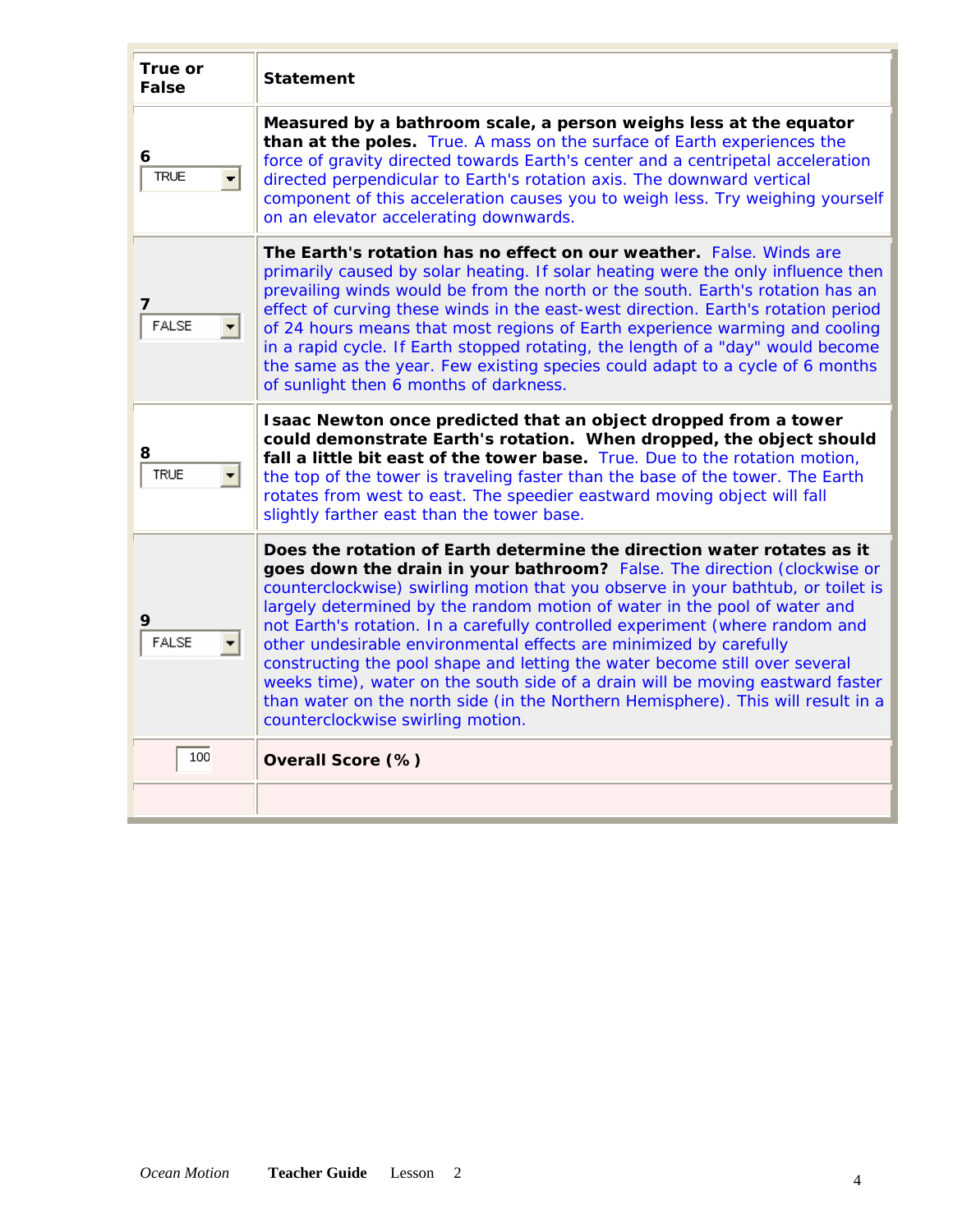| True or False | Statement |
| --- | --- |
| 6 TRUE | **Measured by a bathroom scale, a person weighs less at the equator than at the poles.** True. A mass on the surface of Earth experiences the force of gravity directed towards Earth's center and a centripetal acceleration directed perpendicular to Earth's rotation axis. The downward vertical component of this acceleration causes you to weigh less. Try weighing yourself on an elevator accelerating downwards. |
| 7 FALSE | **The Earth's rotation has no effect on our weather.** False. Winds are primarily caused by solar heating. If solar heating were the only influence then prevailing winds would be from the north or the south. Earth's rotation has an effect of curving these winds in the east-west direction. Earth's rotation period of 24 hours means that most regions of Earth experience warming and cooling in a rapid cycle. If Earth stopped rotating, the length of a "day" would become the same as the year. Few existing species could adapt to a cycle of 6 months of sunlight then 6 months of darkness. |
| 8 TRUE | **Isaac Newton once predicted that an object dropped from a tower could demonstrate Earth's rotation. When dropped, the object should fall a little bit east of the tower base.** True. Due to the rotation motion, the top of the tower is traveling faster than the base of the tower. The Earth rotates from west to east. The speedier eastward moving object will fall slightly farther east than the tower base. |
| 9 FALSE | **Does the rotation of Earth determine the direction water rotates as it goes down the drain in your bathroom?** False. The direction (clockwise or counterclockwise) swirling motion that you observe in your bathtub, or toilet is largely determined by the random motion of water in the pool of water and not Earth's rotation. In a carefully controlled experiment (where random and other undesirable environmental effects are minimized by carefully constructing the pool shape and letting the water become still over several weeks time), water on the south side of a drain will be moving eastward faster than water on the north side (in the Northern Hemisphere). This will result in a counterclockwise swirling motion. |
| 100 | **Overall Score (%)** |
| | |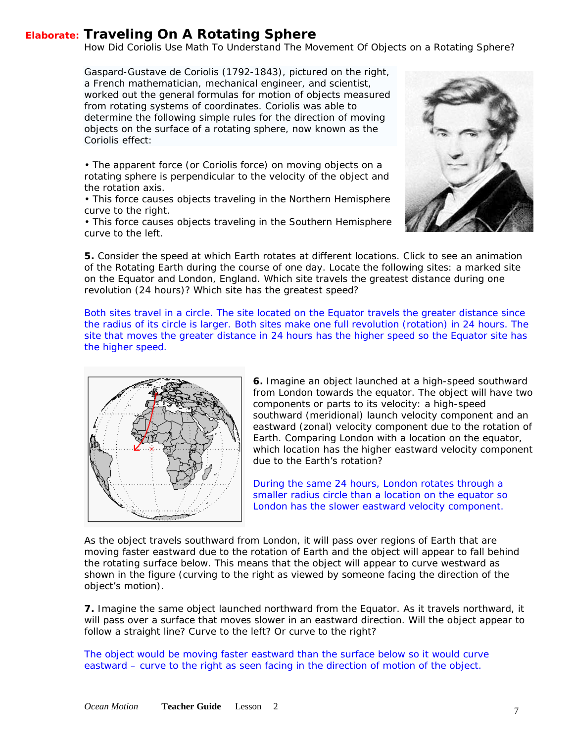## Elaborate: Traveling On A Rotating Sphere

How Did Coriolis Use Math To Understand The Movement Of Objects on a Rotating Sphere?

Gaspard-Gustave de Coriolis (1792-1843), pictured on the right, a French mathematician, mechanical engineer, and scientist, worked out the general formulas for motion of objects measured from rotating systems of coordinates. Coriolis was able to determine the following simple rules for the direction of moving objects on the surface of a rotating sphere, now known as the Coriolis effect:

- The apparent force (or Coriolis force) on moving objects on a rotating sphere is perpendicular to the velocity of the object and the rotation axis.
- This force causes objects traveling in the Northern Hemisphere curve to the right.
- This force causes objects traveling in the Southern Hemisphere curve to the left.

**5.** Consider the speed at which Earth rotates at different locations. Click to see an animation of the Rotating Earth during the course of one day. Locate the following sites: a marked site on the Equator and London, England. Which site travels the greatest distance during one revolution (24 hours)? Which site has the greatest speed?

Both sites travel in a circle. The site located on the Equator travels the greater distance since the radius of its circle is larger. Both sites make one full revolution (rotation) in 24 hours. The site that moves the greater distance in 24 hours has the higher speed so the Equator site has the higher speed.

**6.** Imagine an object launched at a high-speed southward from London towards the equator. The object will have two components or parts to its velocity: a high-speed southward (meridional) launch velocity component and an eastward (zonal) velocity component due to the rotation of Earth. Comparing London with a location on the equator, which location has the higher eastward velocity component due to the Earth's rotation?

During the same 24 hours, London rotates through a smaller radius circle than a location on the equator so London has the slower eastward velocity component.

As the object travels southward from London, it will pass over regions of Earth that are moving faster eastward due to the rotation of Earth and the object will appear to fall behind the rotating surface below. This means that the object will appear to curve westward as shown in the figure (curving to the right as viewed by someone facing the direction of the object's motion).

**7.** Imagine the same object launched northward from the Equator. As it travels northward, it will pass over a surface that moves slower in an eastward direction. Will the object appear to follow a straight line? Curve to the left? Or curve to the right?

The object would be moving faster eastward than the surface below so it would curve eastward – curve to the right as seen facing in the direction of motion of the object.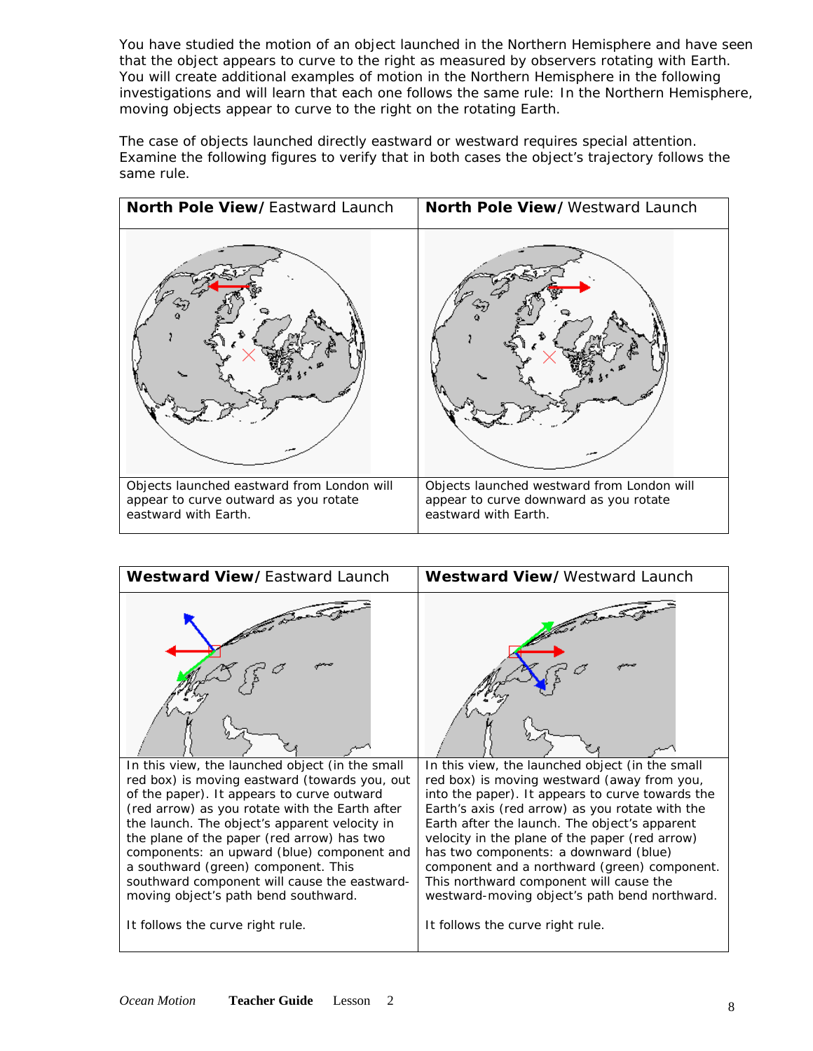You have studied the motion of an object launched in the Northern Hemisphere and have seen that the object appears to curve to the right as measured by observers rotating with Earth. You will create additional examples of motion in the Northern Hemisphere in the following investigations and will learn that each one follows the same rule: In the Northern Hemisphere, moving objects appear to curve to the right on the rotating Earth.

The case of objects launched directly eastward or westward requires special attention. Examine the following figures to verify that in both cases the object's trajectory follows the same rule.

| **North Pole View/** Eastward Launch | **North Pole View/** Westward Launch |
|---|---|
| | |
| Objects launched eastward from London will appear to curve outward as you rotate eastward with Earth. | Objects launched westward from London will appear to curve downward as you rotate eastward with Earth. |

| **Westward View/** Eastward Launch | **Westward View/** Westward Launch |
|---|---|
| | |
| In this view, the launched object (in the small red box) is moving eastward (towards you, out of the paper). It appears to curve outward (red arrow) as you rotate with the Earth after the launch. The object's apparent velocity in the plane of the paper (red arrow) has two components: an upward (blue) component and a southward (green) component. This southward component will cause the eastward-moving object's path bend southward. <br><br> It follows the curve right rule. | In this view, the launched object (in the small red box) is moving westward (away from you, into the paper). It appears to curve towards the Earth's axis (red arrow) as you rotate with the Earth after the launch. The object's apparent velocity in the plane of the paper (red arrow) has two components: a downward (blue) component and a northward (green) component. This northward component will cause the westward-moving object's path bend northward. <br><br> It follows the curve right rule. |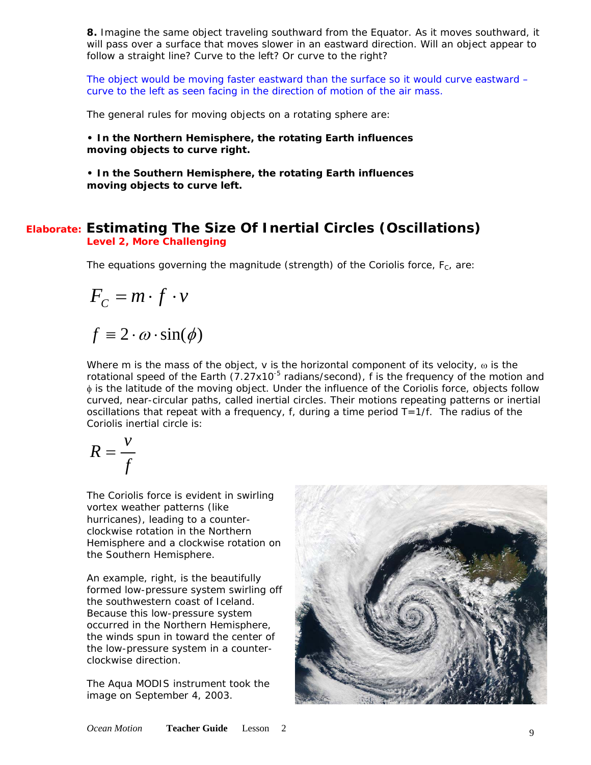**8.** Imagine the same object traveling southward from the Equator. As it moves southward, it will pass over a surface that moves slower in an eastward direction. Will an object appear to follow a straight line? Curve to the left? Or curve to the right?

The object would be moving faster eastward than the surface so it would curve eastward – curve to the left as seen facing in the direction of motion of the air mass.

The general rules for moving objects on a rotating sphere are:

- **In the Northern Hemisphere, the rotating Earth influences moving objects to curve right.**

- **In the Southern Hemisphere, the rotating Earth influences moving objects to curve left.**

## Elaborate: Estimating The Size Of Inertial Circles (Oscillations)

**Level 2, More Challenging**

The equations governing the magnitude (strength) of the Coriolis force, $F_C$, are:

$$F_C = m \cdot f \cdot v$$

$$f \equiv 2 \cdot \omega \cdot \sin(\phi)$$

Where m is the mass of the object, v is the horizontal component of its velocity, $\omega$ is the rotational speed of the Earth ($7.27 \times 10^{-5}$ radians/second), f is the frequency of the motion and $\phi$ is the latitude of the moving object. Under the influence of the Coriolis force, objects follow curved, near-circular paths, called inertial circles. Their motions repeating patterns or inertial oscillations that repeat with a frequency, f, during a time period T=1/f. The radius of the Coriolis inertial circle is:

$$R = \frac{v}{f}$$

The Coriolis force is evident in swirling vortex weather patterns (like hurricanes), leading to a counter-clockwise rotation in the Northern Hemisphere and a clockwise rotation on the Southern Hemisphere.

An example, right, is the beautifully formed low-pressure system swirling off the southwestern coast of Iceland. Because this low-pressure system occurred in the Northern Hemisphere, the winds spun in toward the center of the low-pressure system in a counter-clockwise direction.

The Aqua MODIS instrument took the image on September 4, 2003.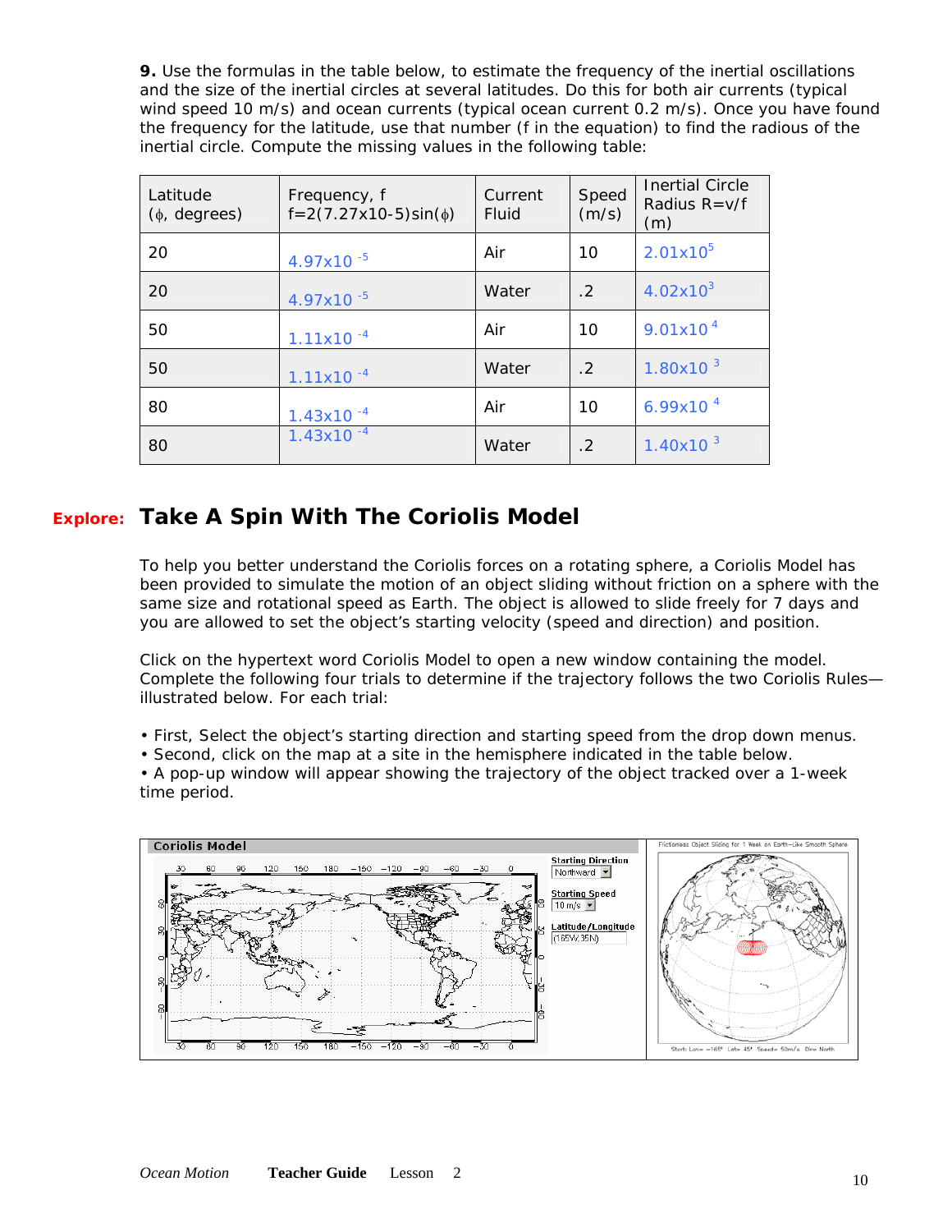**9.** Use the formulas in the table below, to estimate the frequency of the inertial oscillations and the size of the inertial circles at several latitudes. Do this for both air currents (typical wind speed 10 m/s) and ocean currents (typical ocean current 0.2 m/s). Once you have found the frequency for the latitude, use that number (f in the equation) to find the radious of the inertial circle. Compute the missing values in the following table:

| Latitude ($\phi$, degrees) | Frequency, f $f=2(7.27x10\text{-}5)\sin(\phi)$ | Current Fluid | Speed (m/s) | Inertial Circle Radius R=v/f (m) |
|---|---|---|---|---|
| 20 | $4.97 \times 10^{-5}$ | Air | 10 | $2.01 \times 10^{5}$ |
| 20 | $4.97 \times 10^{-5}$ | Water | .2 | $4.02 \times 10^{3}$ |
| 50 | $1.11 \times 10^{-4}$ | Air | 10 | $9.01 \times 10^{4}$ |
| 50 | $1.11 \times 10^{-4}$ | Water | .2 | $1.80 \times 10^{3}$ |
| 80 | $1.43 \times 10^{-4}$ | Air | 10 | $6.99 \times 10^{4}$ |
| 80 | $1.43 \times 10^{-4}$ | Water | .2 | $1.40 \times 10^{3}$ |

## Explore: Take A Spin With The Coriolis Model

To help you better understand the Coriolis forces on a rotating sphere, a Coriolis Model has been provided to simulate the motion of an object sliding without friction on a sphere with the same size and rotational speed as Earth. The object is allowed to slide freely for 7 days and you are allowed to set the object's starting velocity (speed and direction) and position.

Click on the hypertext word Coriolis Model to open a new window containing the model. Complete the following four trials to determine if the trajectory follows the two Coriolis Rules—illustrated below. For each trial:

- First, Select the object's starting direction and starting speed from the drop down menus.
- Second, click on the map at a site in the hemisphere indicated in the table below.
- A pop-up window will appear showing the trajectory of the object tracked over a 1-week time period.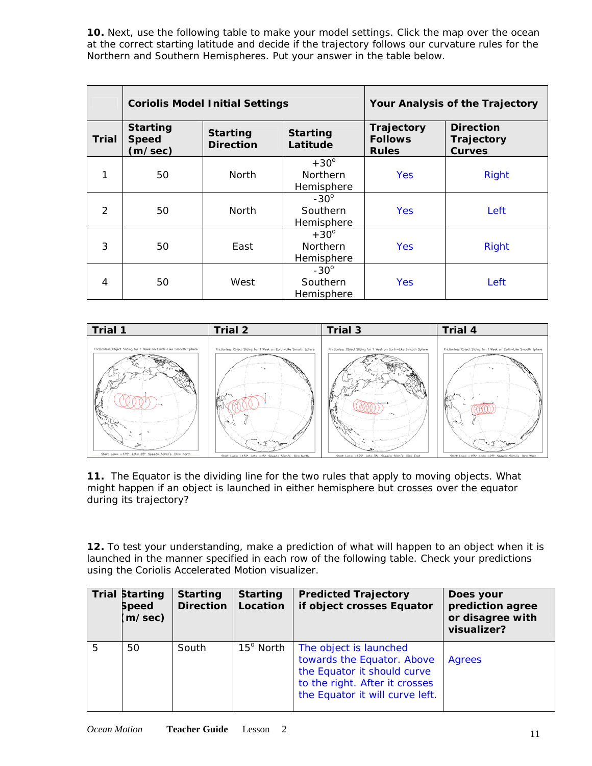**10.** Next, use the following table to make your model settings. Click the map over the ocean at the correct starting latitude and decide if the trajectory follows our curvature rules for the Northern and Southern Hemispheres. Put your answer in the table below.

| | Coriolis Model Initial Settings | | | Your Analysis of the Trajectory | |
|---|---|---|---|---|---|
| Trial | Starting Speed (m/sec) | Starting Direction | Starting Latitude | Trajectory Follows Rules | Direction Trajectory Curves |
| 1 | 50 | North | +30° Northern Hemisphere | Yes | Right |
| 2 | 50 | North | -30° Southern Hemisphere | Yes | Left |
| 3 | 50 | East | +30° Northern Hemisphere | Yes | Right |
| 4 | 50 | West | -30° Southern Hemisphere | Yes | Left |

| Trial 1 | Trial 2 | Trial 3 | Trial 4 |
|---|---|---|---|
| Frictionless Object Sliding for 1 Week on Earth-Like Smooth Sphere | Frictionless Object Sliding for 1 Week on Earth-Like Smooth Sphere | Frictionless Object Sliding for 1 Week on Earth-Like Smooth Sphere | Frictionless Object Sliding for 1 Week on Earth-Like Smooth Sphere |
| Start: Lon= -175° Lat= 25° Speed= 50m/s Dir= North | Start: Lon= -155° Lat= -25° Speed= 50m/s Dir= North | Start: Lon= -175° Lat= 35° Speed= 50m/s Dir= East | Start: Lon= -155° Lat= -25° Speed= 50m/s Dir= West |

**11.** The Equator is the dividing line for the two rules that apply to moving objects. What might happen if an object is launched in either hemisphere but crosses over the equator during its trajectory?

**12.** To test your understanding, make a prediction of what will happen to an object when it is launched in the manner specified in each row of the following table. Check your predictions using the Coriolis Accelerated Motion visualizer.

| Trial | Starting Speed (m/sec) | Starting Direction | Starting Location | Predicted Trajectory if object crosses Equator | Does your prediction agree or disagree with visualizer? |
|---|---|---|---|---|---|
| 5 | 50 | South | 15° North | The object is launched towards the Equator. Above the Equator it should curve to the right. After it crosses the Equator it will curve left. | Agrees |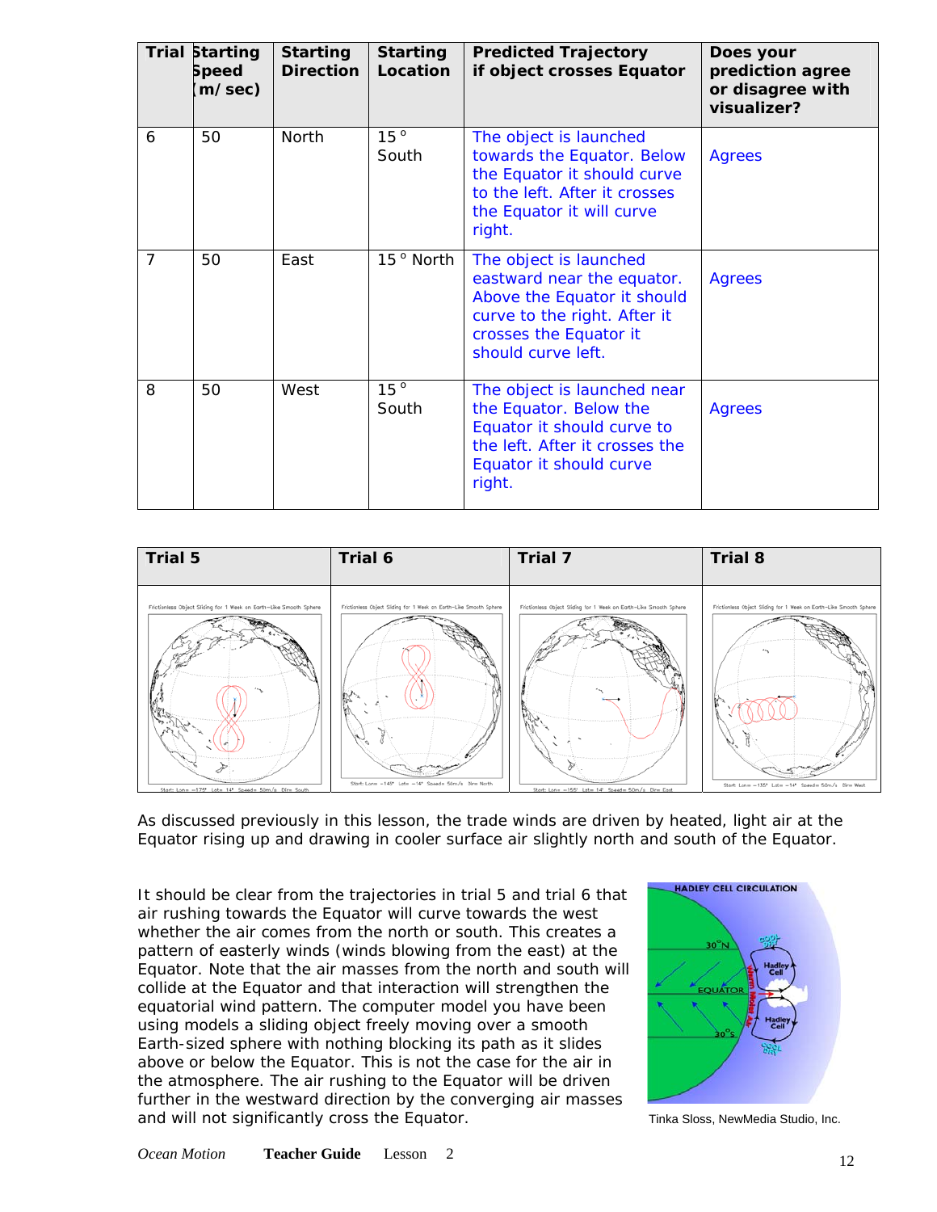| Trial | Starting Speed (m/sec) | Starting Direction | Starting Location | Predicted Trajectory if object crosses Equator | Does your prediction agree or disagree with visualizer? |
|---|---|---|---|---|---|
| 6 | 50 | North | 15 ° South | The object is launched towards the Equator. Below the Equator it should curve to the left. After it crosses the Equator it will curve right. | Agrees |
| 7 | 50 | East | 15 ° North | The object is launched eastward near the equator. Above the Equator it should curve to the right. After it crosses the Equator it should curve left. | Agrees |
| 8 | 50 | West | 15 ° South | The object is launched near the Equator. Below the Equator it should curve to the left. After it crosses the Equator it should curve right. | Agrees |

| Trial 5 | Trial 6 | Trial 7 | Trial 8 |
|---|---|---|---|
| Frictionless Object Sliding for 1 Week on Earth-Like Smooth Sphere. Start: Lon= −175° Lat= 14° Speed= 50m/s Dir= South | Frictionless Object Sliding for 1 Week on Earth-Like Smooth Sphere. Start: Lon= −145° Lat= −14° Speed= 50m/s Dir= North | Frictionless Object Sliding for 1 Week on Earth-Like Smooth Sphere. Start: Lon= −155° Lat= 14° Speed= 50m/s Dir= East | Frictionless Object Sliding for 1 Week on Earth-Like Smooth Sphere. Start: Lon= −135° Lat= −14° Speed= 50m/s Dir= West |

As discussed previously in this lesson, the trade winds are driven by heated, light air at the Equator rising up and drawing in cooler surface air slightly north and south of the Equator.

It should be clear from the trajectories in trial 5 and trial 6 that air rushing towards the Equator will curve towards the west whether the air comes from the north or south. This creates a pattern of easterly winds (winds blowing from the east) at the Equator. Note that the air masses from the north and south will collide at the Equator and that interaction will strengthen the equatorial wind pattern. The computer model you have been using models a sliding object freely moving over a smooth Earth-sized sphere with nothing blocking its path as it slides above or below the Equator. This is not the case for the air in the atmosphere. The air rushing to the Equator will be driven further in the westward direction by the converging air masses and will not significantly cross the Equator.

HADLEY CELL CIRCULATION

Tinka Sloss, NewMedia Studio, Inc.

*Ocean Motion* **Teacher Guide** Lesson 2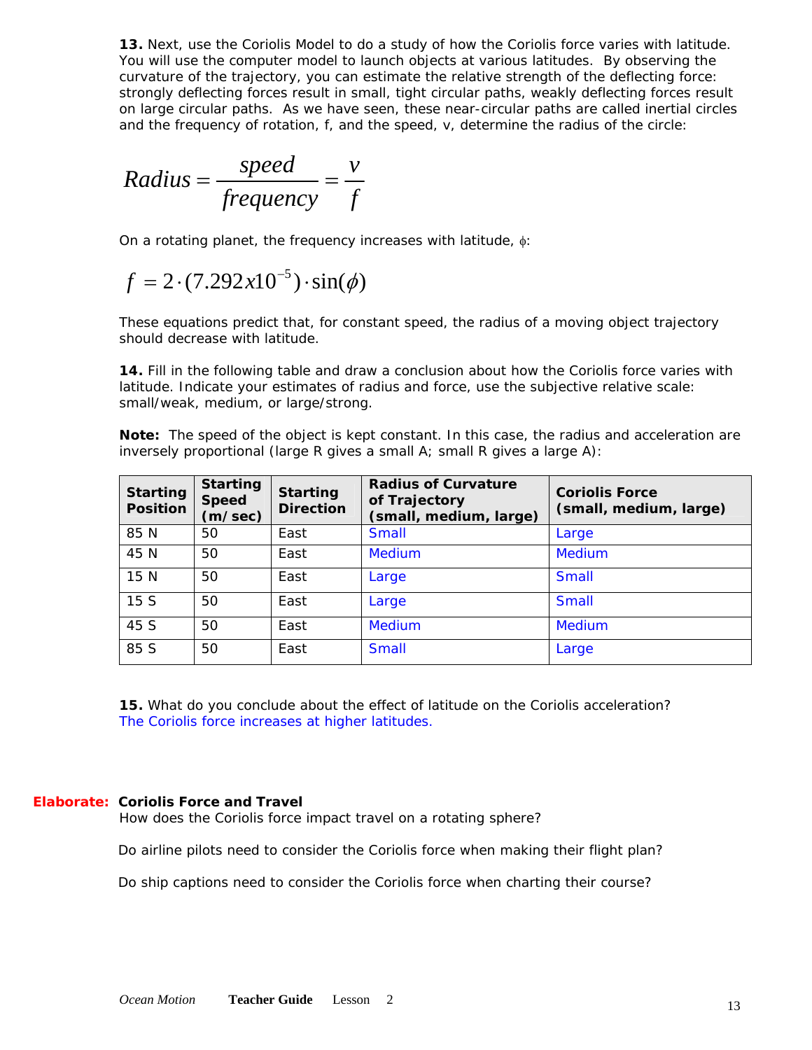**13.** Next, use the Coriolis Model to do a study of how the Coriolis force varies with latitude. You will use the computer model to launch objects at various latitudes. By observing the curvature of the trajectory, you can estimate the relative strength of the deflecting force: strongly deflecting forces result in small, tight circular paths, weakly deflecting forces result on large circular paths. As we have seen, these near-circular paths are called inertial circles and the frequency of rotation, f, and the speed, v, determine the radius of the circle:

$$Radius = \frac{speed}{frequency} = \frac{v}{f}$$

On a rotating planet, the frequency increases with latitude, $\phi$:

$$f = 2 \cdot (7.292x10^{-5}) \cdot \sin(\phi)$$

These equations predict that, for constant speed, the radius of a moving object trajectory should decrease with latitude.

**14.** Fill in the following table and draw a conclusion about how the Coriolis force varies with latitude. Indicate your estimates of radius and force, use the subjective relative scale: small/weak, medium, or large/strong.

**Note:** The speed of the object is kept constant. In this case, the radius and acceleration are inversely proportional (large R gives a small A; small R gives a large A):

| Starting Position | Starting Speed (m/sec) | Starting Direction | Radius of Curvature of Trajectory (small, medium, large) | Coriolis Force (small, medium, large) |
|---|---|---|---|---|
| 85 N | 50 | East | Small | Large |
| 45 N | 50 | East | Medium | Medium |
| 15 N | 50 | East | Large | Small |
| 15 S | 50 | East | Large | Small |
| 45 S | 50 | East | Medium | Medium |
| 85 S | 50 | East | Small | Large |

**15.** What do you conclude about the effect of latitude on the Coriolis acceleration?
The Coriolis force increases at higher latitudes.

**Elaborate: Coriolis Force and Travel**

How does the Coriolis force impact travel on a rotating sphere?

Do airline pilots need to consider the Coriolis force when making their flight plan?

Do ship captions need to consider the Coriolis force when charting their course?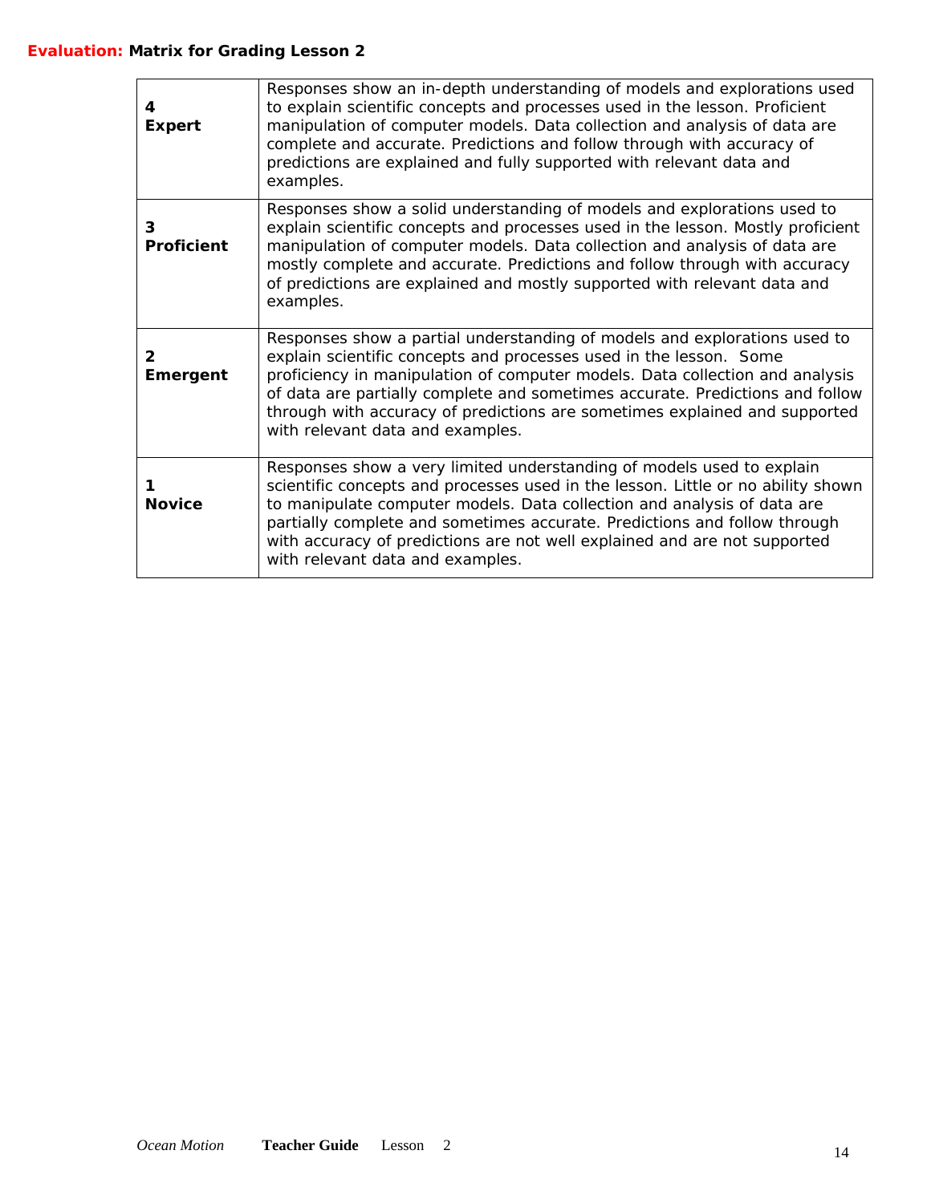**Evaluation:** **Matrix for Grading Lesson 2**

| | |
|---|---|
| **4 Expert** | Responses show an in-depth understanding of models and explorations used to explain scientific concepts and processes used in the lesson. Proficient manipulation of computer models. Data collection and analysis of data are complete and accurate. Predictions and follow through with accuracy of predictions are explained and fully supported with relevant data and examples. |
| **3 Proficient** | Responses show a solid understanding of models and explorations used to explain scientific concepts and processes used in the lesson. Mostly proficient manipulation of computer models. Data collection and analysis of data are mostly complete and accurate. Predictions and follow through with accuracy of predictions are explained and mostly supported with relevant data and examples. |
| **2 Emergent** | Responses show a partial understanding of models and explorations used to explain scientific concepts and processes used in the lesson. Some proficiency in manipulation of computer models. Data collection and analysis of data are partially complete and sometimes accurate. Predictions and follow through with accuracy of predictions are sometimes explained and supported with relevant data and examples. |
| **1 Novice** | Responses show a very limited understanding of models used to explain scientific concepts and processes used in the lesson. Little or no ability shown to manipulate computer models. Data collection and analysis of data are partially complete and sometimes accurate. Predictions and follow through with accuracy of predictions are not well explained and are not supported with relevant data and examples. |